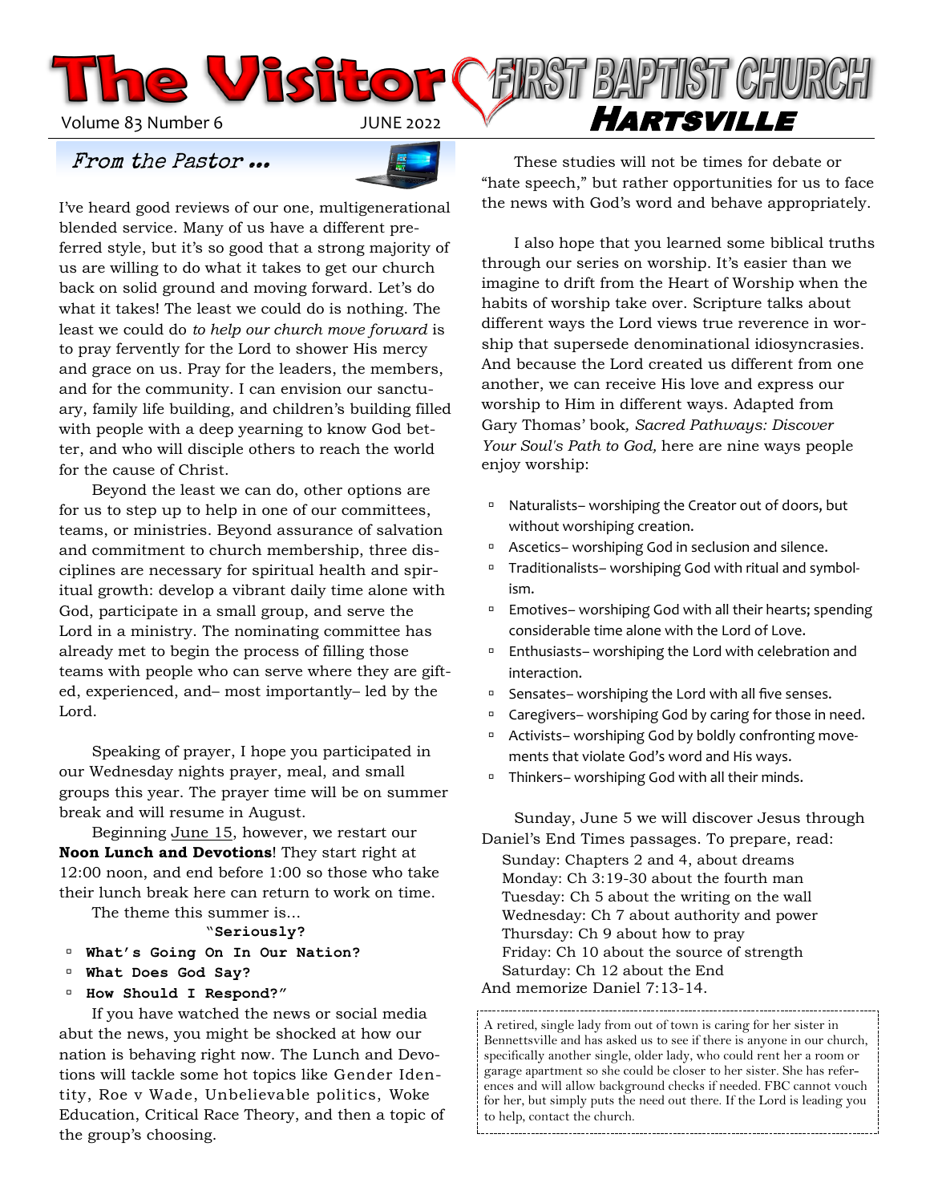# The Visitor

# FIRST BAPTIST CHURCH HARTSVILLE

Volume 83 Number 6 JUNE 2022

## *From the Pastor …*

I've heard good reviews of our one, multigenerational blended service. Many of us have a different preferred style, but it's so good that a strong majority of us are willing to do what it takes to get our church back on solid ground and moving forward. Let's do what it takes! The least we could do is nothing. The least we could do *to help our church move forward* is to pray fervently for the Lord to shower His mercy and grace on us. Pray for the leaders, the members, and for the community. I can envision our sanctuary, family life building, and children's building filled with people with a deep yearning to know God better, and who will disciple others to reach the world for the cause of Christ.

Beyond the least we can do, other options are for us to step up to help in one of our committees, teams, or ministries. Beyond assurance of salvation and commitment to church membership, three disciplines are necessary for spiritual health and spiritual growth: develop a vibrant daily time alone with God, participate in a small group, and serve the Lord in a ministry. The nominating committee has already met to begin the process of filling those teams with people who can serve where they are gifted, experienced, and– most importantly– led by the Lord.

Speaking of prayer, I hope you participated in our Wednesday nights prayer, meal, and small groups this year. The prayer time will be on summer break and will resume in August.

Beginning June 15, however, we restart our **Noon Lunch and Devotions**! They start right at 12:00 noon, and end before 1:00 so those who take their lunch break here can return to work on time.

The theme this summer is…

**"Seriously?**

- **What's Going On In Our Nation?**
- **What Does God Say?**
- **How Should I Respond?"**

If you have watched the news or social media abut the news, you might be shocked at how our nation is behaving right now. The Lunch and Devotions will tackle some hot topics like Gender Identity, Roe v Wade, Unbelievable politics, Woke Education, Critical Race Theory, and then a topic of the group's choosing.

These studies will not be times for debate or "hate speech," but rather opportunities for us to face the news with God's word and behave appropriately.

I also hope that you learned some biblical truths through our series on worship. It's easier than we imagine to drift from the Heart of Worship when the habits of worship take over. Scripture talks about different ways the Lord views true reverence in worship that supersede denominational idiosyncrasies. And because the Lord created us different from one another, we can receive His love and express our worship to Him in different ways. Adapted from Gary Thomas' book*, Sacred Pathways: Discover Your Soul's Path to God,* here are nine ways people enjoy worship:

- Naturalists– worshiping the Creator out of doors, but without worshiping creation.
- Ascetics– worshiping God in seclusion and silence.
- Traditionalists– worshiping God with ritual and symbolism.
- Emotives– worshiping God with all their hearts; spending considerable time alone with the Lord of Love.
- Enthusiasts– worshiping the Lord with celebration and interaction.
- Sensates– worshiping the Lord with all five senses.
- Caregivers– worshiping God by caring for those in need.
- Activists– worshiping God by boldly confronting movements that violate God's word and His ways.
- Thinkers– worshiping God with all their minds.

Sunday, June 5 we will discover Jesus through Daniel's End Times passages. To prepare, read:

Sunday: Chapters 2 and 4, about dreams
Monday: Ch 3:19-30 about the fourth man
Tuesday: Ch 5 about the writing on the wall
Wednesday: Ch 7 about authority and power
Thursday: Ch 9 about how to pray
Friday: Ch 10 about the source of strength
Saturday: Ch 12 about the End

And memorize Daniel 7:13-14.

A retired, single lady from out of town is caring for her sister in Bennettsville and has asked us to see if there is anyone in our church, specifically another single, older lady, who could rent her a room or garage apartment so she could be closer to her sister. She has references and will allow background checks if needed. FBC cannot vouch for her, but simply puts the need out there. If the Lord is leading you to help, contact the church.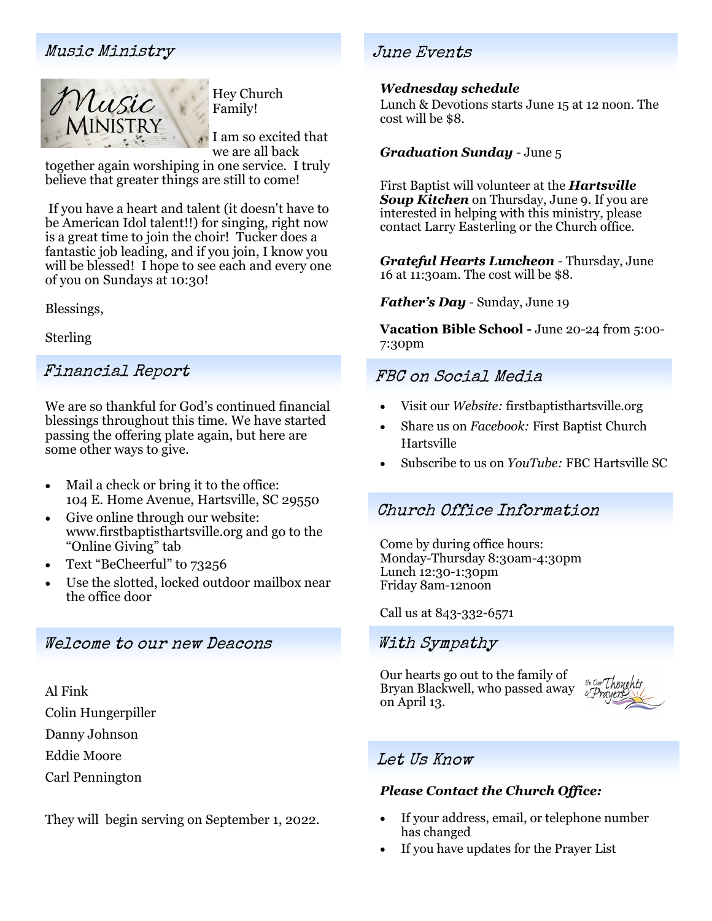## Music Ministry

Hey Church Family!

I am so excited that we are all back together again worshiping in one service. I truly believe that greater things are still to come!

If you have a heart and talent (it doesn't have to be American Idol talent!!) for singing, right now is a great time to join the choir! Tucker does a fantastic job leading, and if you join, I know you will be blessed! I hope to see each and every one of you on Sundays at 10:30!

Blessings,

Sterling

## Financial Report

We are so thankful for God's continued financial blessings throughout this time. We have started passing the offering plate again, but here are some other ways to give.

- Mail a check or bring it to the office: 104 E. Home Avenue, Hartsville, SC 29550
- Give online through our website: www.firstbaptisthartsville.org and go to the "Online Giving" tab
- Text "BeCheerful" to 73256
- Use the slotted, locked outdoor mailbox near the office door

## Welcome to our new Deacons

Al Fink

Colin Hungerpiller

Danny Johnson

Eddie Moore

Carl Pennington

They will begin serving on September 1, 2022.

## June Events

***Wednesday schedule***
Lunch & Devotions starts June 15 at 12 noon. The cost will be $8.

***Graduation Sunday*** - June 5

First Baptist will volunteer at the ***Hartsville Soup Kitchen*** on Thursday, June 9. If you are interested in helping with this ministry, please contact Larry Easterling or the Church office.

***Grateful Hearts Luncheon*** - Thursday, June 16 at 11:30am. The cost will be $8.

***Father's Day*** - Sunday, June 19

**Vacation Bible School -** June 20-24 from 5:00-7:30pm

## FBC on Social Media

- Visit our *Website:* firstbaptisthartsville.org
- Share us on *Facebook:* First Baptist Church Hartsville
- Subscribe to us on *YouTube:* FBC Hartsville SC

## Church Office Information

Come by during office hours:
Monday-Thursday 8:30am-4:30pm
Lunch 12:30-1:30pm
Friday 8am-12noon

Call us at 843-332-6571

## With Sympathy

Our hearts go out to the family of Bryan Blackwell, who passed away on April 13.

## Let Us Know

***Please Contact the Church Office:***

- If your address, email, or telephone number has changed
- If you have updates for the Prayer List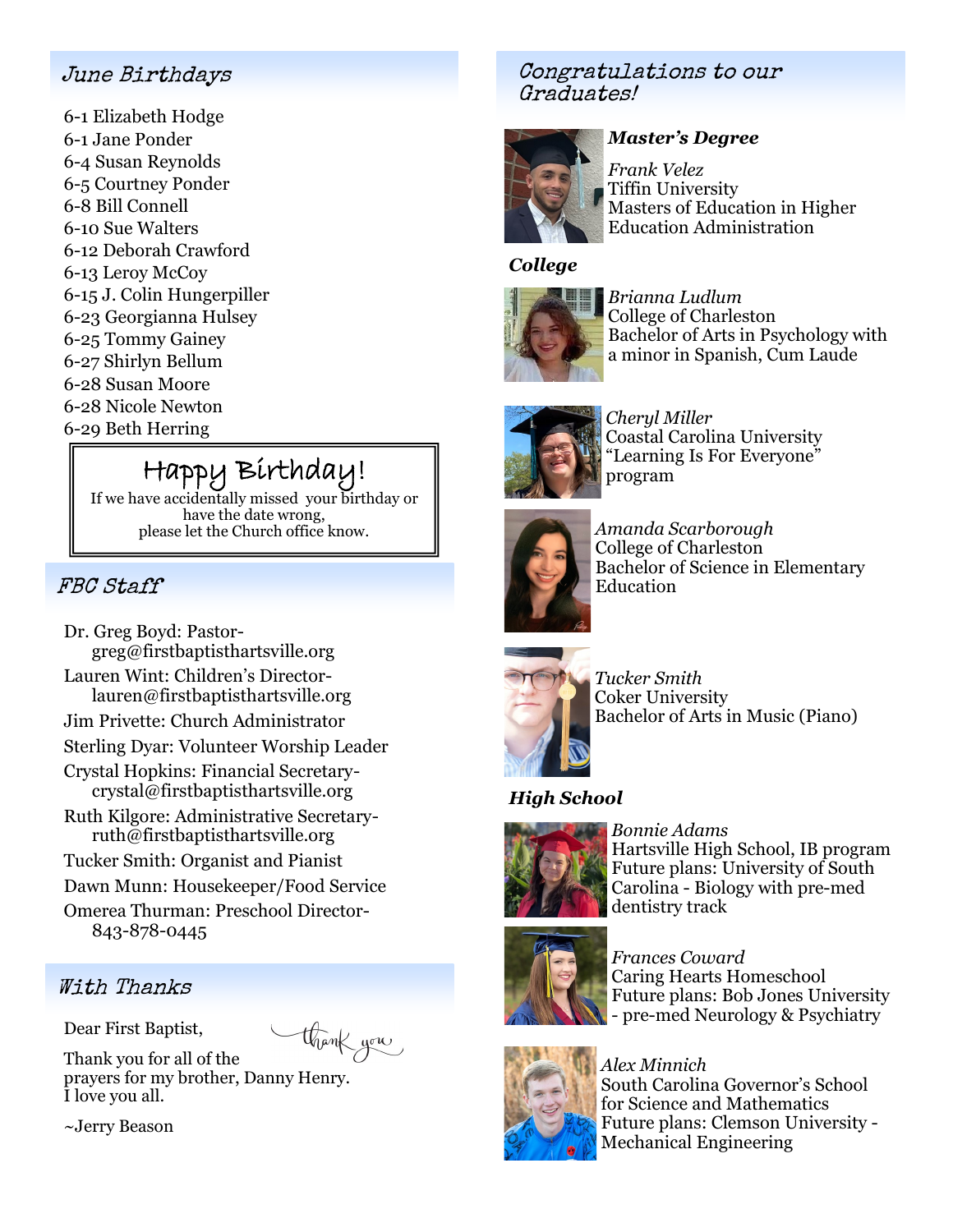## June Birthdays

6-1 Elizabeth Hodge
6-1 Jane Ponder
6-4 Susan Reynolds
6-5 Courtney Ponder
6-8 Bill Connell
6-10 Sue Walters
6-12 Deborah Crawford
6-13 Leroy McCoy
6-15 J. Colin Hungerpiller
6-23 Georgianna Hulsey
6-25 Tommy Gainey
6-27 Shirlyn Bellum
6-28 Susan Moore
6-28 Nicole Newton
6-29 Beth Herring

**Happy Birthday!**

If we have accidentally missed your birthday or have the date wrong, please let the Church office know.

## FBC Staff

Dr. Greg Boyd: Pastor- greg@firstbaptisthartsville.org
Lauren Wint: Children's Director- lauren@firstbaptisthartsville.org
Jim Privette: Church Administrator
Sterling Dyar: Volunteer Worship Leader
Crystal Hopkins: Financial Secretary- crystal@firstbaptisthartsville.org
Ruth Kilgore: Administrative Secretary- ruth@firstbaptisthartsville.org
Tucker Smith: Organist and Pianist
Dawn Munn: Housekeeper/Food Service
Omerea Thurman: Preschool Director- 843-878-0445

## With Thanks

Dear First Baptist,

Thank you for all of the prayers for my brother, Danny Henry. I love you all.

~Jerry Beason

## Congratulations to our Graduates!

### Master's Degree

*Frank Velez*
Tiffin University
Masters of Education in Higher Education Administration

### College

*Brianna Ludlum*
College of Charleston
Bachelor of Arts in Psychology with a minor in Spanish, Cum Laude

*Cheryl Miller*
Coastal Carolina University
"Learning Is For Everyone" program

*Amanda Scarborough*
College of Charleston
Bachelor of Science in Elementary Education

*Tucker Smith*
Coker University
Bachelor of Arts in Music (Piano)

### High School

*Bonnie Adams*
Hartsville High School, IB program
Future plans: University of South Carolina - Biology with pre-med dentistry track

*Frances Coward*
Caring Hearts Homeschool
Future plans: Bob Jones University - pre-med Neurology & Psychiatry

*Alex Minnich*
South Carolina Governor's School for Science and Mathematics
Future plans: Clemson University - Mechanical Engineering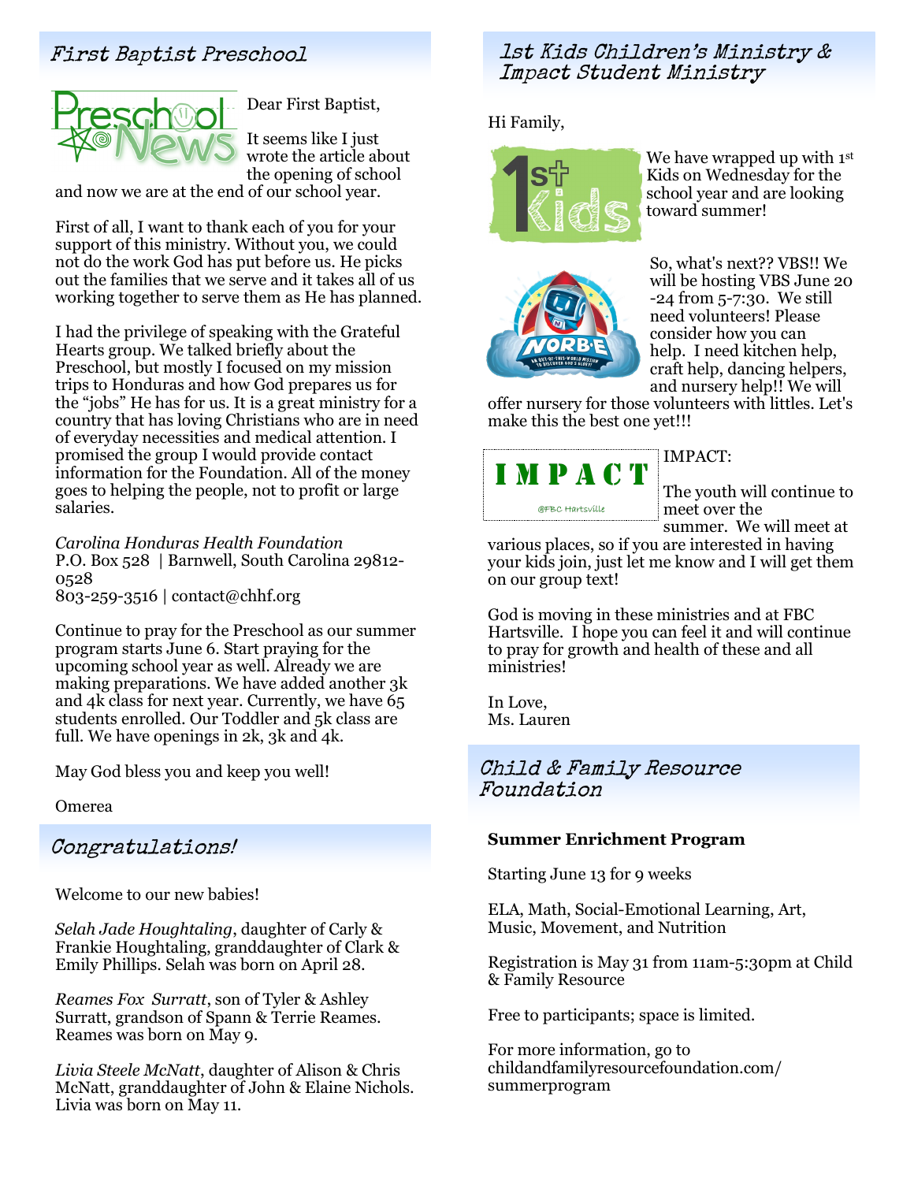## First Baptist Preschool

Dear First Baptist,

It seems like I just wrote the article about the opening of school and now we are at the end of our school year.

First of all, I want to thank each of you for your support of this ministry. Without you, we could not do the work God has put before us. He picks out the families that we serve and it takes all of us working together to serve them as He has planned.

I had the privilege of speaking with the Grateful Hearts group. We talked briefly about the Preschool, but mostly I focused on my mission trips to Honduras and how God prepares us for the "jobs" He has for us. It is a great ministry for a country that has loving Christians who are in need of everyday necessities and medical attention. I promised the group I would provide contact information for the Foundation. All of the money goes to helping the people, not to profit or large salaries.

*Carolina Honduras Health Foundation*
P.O. Box 528 | Barnwell, South Carolina 29812-0528
803-259-3516 | contact@chhf.org

Continue to pray for the Preschool as our summer program starts June 6. Start praying for the upcoming school year as well. Already we are making preparations. We have added another 3k and 4k class for next year. Currently, we have 65 students enrolled. Our Toddler and 5k class are full. We have openings in 2k, 3k and 4k.

May God bless you and keep you well!

Omerea

## Congratulations!

Welcome to our new babies!

*Selah Jade Houghtaling*, daughter of Carly & Frankie Houghtaling, granddaughter of Clark & Emily Phillips. Selah was born on April 28.

*Reames Fox Surratt*, son of Tyler & Ashley Surratt, grandson of Spann & Terrie Reames. Reames was born on May 9.

*Livia Steele McNatt*, daughter of Alison & Chris McNatt, granddaughter of John & Elaine Nichols. Livia was born on May 11.

## 1st Kids Children's Ministry & Impact Student Ministry

Hi Family,

We have wrapped up with 1st Kids on Wednesday for the school year and are looking toward summer!

So, what's next?? VBS!! We will be hosting VBS June 20-24 from 5-7:30. We still need volunteers! Please consider how you can help. I need kitchen help, craft help, dancing helpers, and nursery help!! We will offer nursery for those volunteers with littles. Let's make this the best one yet!!!

IMPACT:

The youth will continue to meet over the summer. We will meet at various places, so if you are interested in having your kids join, just let me know and I will get them on our group text!

God is moving in these ministries and at FBC Hartsville. I hope you can feel it and will continue to pray for growth and health of these and all ministries!

In Love,
Ms. Lauren

## Child & Family Resource Foundation

**Summer Enrichment Program**

Starting June 13 for 9 weeks

ELA, Math, Social-Emotional Learning, Art, Music, Movement, and Nutrition

Registration is May 31 from 11am-5:30pm at Child & Family Resource

Free to participants; space is limited.

For more information, go to childandfamilyresourcefoundation.com/summerprogram